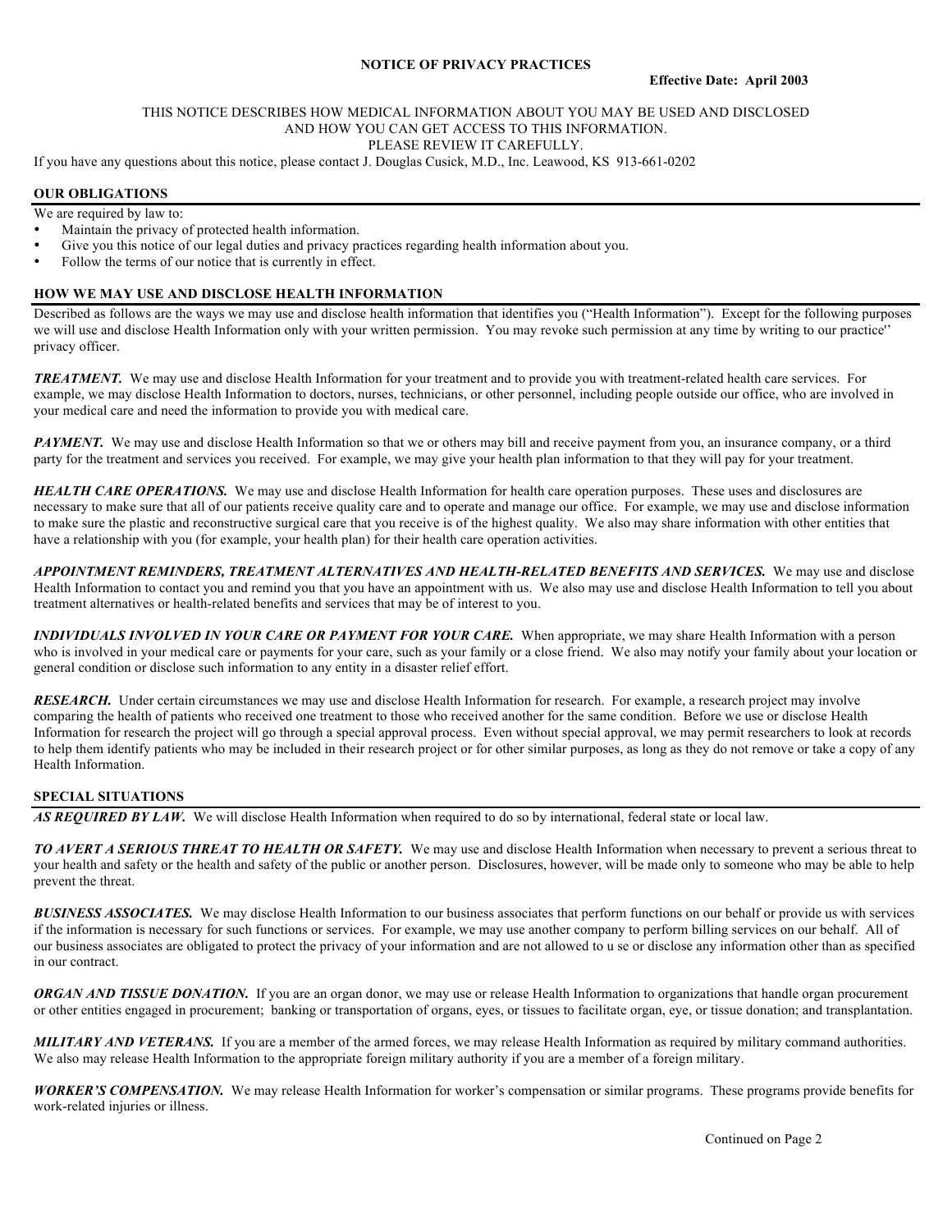# NOTICE OF PRIVACY PRACTICES

**Effective Date: April 2003**

THIS NOTICE DESCRIBES HOW MEDICAL INFORMATION ABOUT YOU MAY BE USED AND DISCLOSED AND HOW YOU CAN GET ACCESS TO THIS INFORMATION.
PLEASE REVIEW IT CAREFULLY.

If you have any questions about this notice, please contact J. Douglas Cusick, M.D., Inc. Leawood, KS 913-661-0202

## OUR OBLIGATIONS

We are required by law to:

- Maintain the privacy of protected health information.
- Give you this notice of our legal duties and privacy practices regarding health information about you.
- Follow the terms of our notice that is currently in effect.

## HOW WE MAY USE AND DISCLOSE HEALTH INFORMATION

Described as follows are the ways we may use and disclose health information that identifies you ("Health Information"). Except for the following purposes we will use and disclose Health Information only with your written permission. You may revoke such permission at any time by writing to our practice'' privacy officer.

***TREATMENT.*** We may use and disclose Health Information for your treatment and to provide you with treatment-related health care services. For example, we may disclose Health Information to doctors, nurses, technicians, or other personnel, including people outside our office, who are involved in your medical care and need the information to provide you with medical care.

***PAYMENT.*** We may use and disclose Health Information so that we or others may bill and receive payment from you, an insurance company, or a third party for the treatment and services you received. For example, we may give your health plan information to that they will pay for your treatment.

***HEALTH CARE OPERATIONS.*** We may use and disclose Health Information for health care operation purposes. These uses and disclosures are necessary to make sure that all of our patients receive quality care and to operate and manage our office. For example, we may use and disclose information to make sure the plastic and reconstructive surgical care that you receive is of the highest quality. We also may share information with other entities that have a relationship with you (for example, your health plan) for their health care operation activities.

***APPOINTMENT REMINDERS, TREATMENT ALTERNATIVES AND HEALTH-RELATED BENEFITS AND SERVICES.*** We may use and disclose Health Information to contact you and remind you that you have an appointment with us. We also may use and disclose Health Information to tell you about treatment alternatives or health-related benefits and services that may be of interest to you.

***INDIVIDUALS INVOLVED IN YOUR CARE OR PAYMENT FOR YOUR CARE.*** When appropriate, we may share Health Information with a person who is involved in your medical care or payments for your care, such as your family or a close friend. We also may notify your family about your location or general condition or disclose such information to any entity in a disaster relief effort.

***RESEARCH.*** Under certain circumstances we may use and disclose Health Information for research. For example, a research project may involve comparing the health of patients who received one treatment to those who received another for the same condition. Before we use or disclose Health Information for research the project will go through a special approval process. Even without special approval, we may permit researchers to look at records to help them identify patients who may be included in their research project or for other similar purposes, as long as they do not remove or take a copy of any Health Information.

## SPECIAL SITUATIONS

***AS REQUIRED BY LAW.*** We will disclose Health Information when required to do so by international, federal state or local law.

***TO AVERT A SERIOUS THREAT TO HEALTH OR SAFETY.*** We may use and disclose Health Information when necessary to prevent a serious threat to your health and safety or the health and safety of the public or another person. Disclosures, however, will be made only to someone who may be able to help prevent the threat.

***BUSINESS ASSOCIATES.*** We may disclose Health Information to our business associates that perform functions on our behalf or provide us with services if the information is necessary for such functions or services. For example, we may use another company to perform billing services on our behalf. All of our business associates are obligated to protect the privacy of your information and are not allowed to u se or disclose any information other than as specified in our contract.

***ORGAN AND TISSUE DONATION.*** If you are an organ donor, we may use or release Health Information to organizations that handle organ procurement or other entities engaged in procurement; banking or transportation of organs, eyes, or tissues to facilitate organ, eye, or tissue donation; and transplantation.

***MILITARY AND VETERANS.*** If you are a member of the armed forces, we may release Health Information as required by military command authorities. We also may release Health Information to the appropriate foreign military authority if you are a member of a foreign military.

***WORKER'S COMPENSATION.*** We may release Health Information for worker's compensation or similar programs. These programs provide benefits for work-related injuries or illness.

Continued on Page 2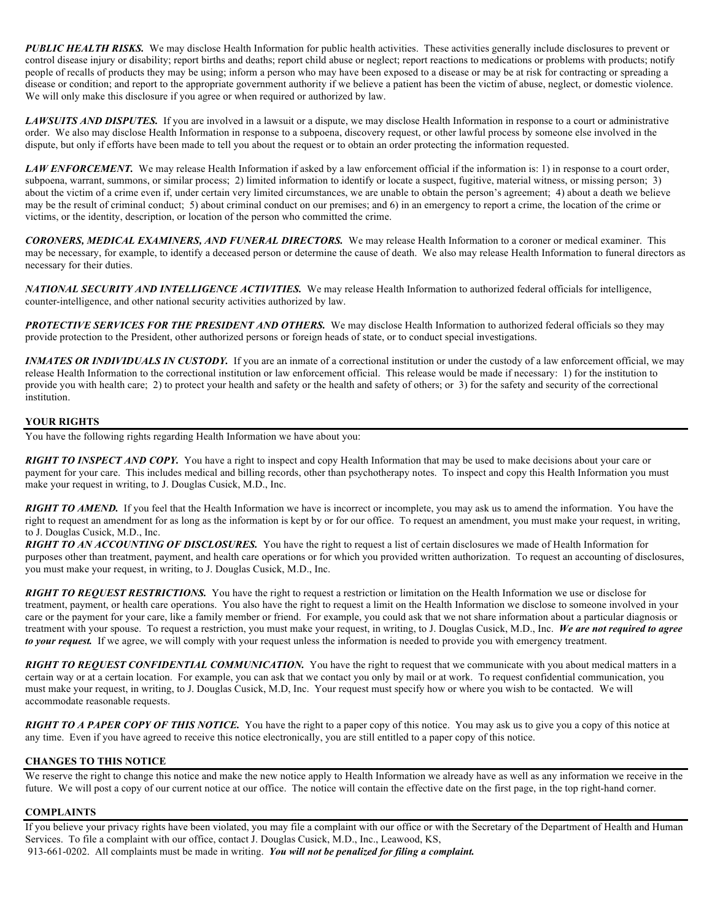***PUBLIC HEALTH RISKS.*** We may disclose Health Information for public health activities. These activities generally include disclosures to prevent or control disease injury or disability; report births and deaths; report child abuse or neglect; report reactions to medications or problems with products; notify people of recalls of products they may be using; inform a person who may have been exposed to a disease or may be at risk for contracting or spreading a disease or condition; and report to the appropriate government authority if we believe a patient has been the victim of abuse, neglect, or domestic violence. We will only make this disclosure if you agree or when required or authorized by law.

***LAWSUITS AND DISPUTES.*** If you are involved in a lawsuit or a dispute, we may disclose Health Information in response to a court or administrative order. We also may disclose Health Information in response to a subpoena, discovery request, or other lawful process by someone else involved in the dispute, but only if efforts have been made to tell you about the request or to obtain an order protecting the information requested.

***LAW ENFORCEMENT.*** We may release Health Information if asked by a law enforcement official if the information is: 1) in response to a court order, subpoena, warrant, summons, or similar process; 2) limited information to identify or locate a suspect, fugitive, material witness, or missing person; 3) about the victim of a crime even if, under certain very limited circumstances, we are unable to obtain the person's agreement; 4) about a death we believe may be the result of criminal conduct; 5) about criminal conduct on our premises; and 6) in an emergency to report a crime, the location of the crime or victims, or the identity, description, or location of the person who committed the crime.

***CORONERS, MEDICAL EXAMINERS, AND FUNERAL DIRECTORS.*** We may release Health Information to a coroner or medical examiner. This may be necessary, for example, to identify a deceased person or determine the cause of death. We also may release Health Information to funeral directors as necessary for their duties.

***NATIONAL SECURITY AND INTELLIGENCE ACTIVITIES.*** We may release Health Information to authorized federal officials for intelligence, counter-intelligence, and other national security activities authorized by law.

***PROTECTIVE SERVICES FOR THE PRESIDENT AND OTHERS.*** We may disclose Health Information to authorized federal officials so they may provide protection to the President, other authorized persons or foreign heads of state, or to conduct special investigations.

***INMATES OR INDIVIDUALS IN CUSTODY.*** If you are an inmate of a correctional institution or under the custody of a law enforcement official, we may release Health Information to the correctional institution or law enforcement official. This release would be made if necessary: 1) for the institution to provide you with health care; 2) to protect your health and safety or the health and safety of others; or 3) for the safety and security of the correctional institution.

## YOUR RIGHTS

You have the following rights regarding Health Information we have about you:

***RIGHT TO INSPECT AND COPY.*** You have a right to inspect and copy Health Information that may be used to make decisions about your care or payment for your care. This includes medical and billing records, other than psychotherapy notes. To inspect and copy this Health Information you must make your request in writing, to J. Douglas Cusick, M.D., Inc.

***RIGHT TO AMEND.*** If you feel that the Health Information we have is incorrect or incomplete, you may ask us to amend the information. You have the right to request an amendment for as long as the information is kept by or for our office. To request an amendment, you must make your request, in writing, to J. Douglas Cusick, M.D., Inc.

***RIGHT TO AN ACCOUNTING OF DISCLOSURES.*** You have the right to request a list of certain disclosures we made of Health Information for purposes other than treatment, payment, and health care operations or for which you provided written authorization. To request an accounting of disclosures, you must make your request, in writing, to J. Douglas Cusick, M.D., Inc.

***RIGHT TO REQUEST RESTRICTIONS.*** You have the right to request a restriction or limitation on the Health Information we use or disclose for treatment, payment, or health care operations. You also have the right to request a limit on the Health Information we disclose to someone involved in your care or the payment for your care, like a family member or friend. For example, you could ask that we not share information about a particular diagnosis or treatment with your spouse. To request a restriction, you must make your request, in writing, to J. Douglas Cusick, M.D., Inc. ***We are not required to agree to your request.*** If we agree, we will comply with your request unless the information is needed to provide you with emergency treatment.

***RIGHT TO REQUEST CONFIDENTIAL COMMUNICATION.*** You have the right to request that we communicate with you about medical matters in a certain way or at a certain location. For example, you can ask that we contact you only by mail or at work. To request confidential communication, you must make your request, in writing, to J. Douglas Cusick, M.D, Inc. Your request must specify how or where you wish to be contacted. We will accommodate reasonable requests.

***RIGHT TO A PAPER COPY OF THIS NOTICE.*** You have the right to a paper copy of this notice. You may ask us to give you a copy of this notice at any time. Even if you have agreed to receive this notice electronically, you are still entitled to a paper copy of this notice.

## CHANGES TO THIS NOTICE

We reserve the right to change this notice and make the new notice apply to Health Information we already have as well as any information we receive in the future. We will post a copy of our current notice at our office. The notice will contain the effective date on the first page, in the top right-hand corner.

## COMPLAINTS

If you believe your privacy rights have been violated, you may file a complaint with our office or with the Secretary of the Department of Health and Human Services. To file a complaint with our office, contact J. Douglas Cusick, M.D., Inc., Leawood, KS, 913-661-0202. All complaints must be made in writing. ***You will not be penalized for filing a complaint.***